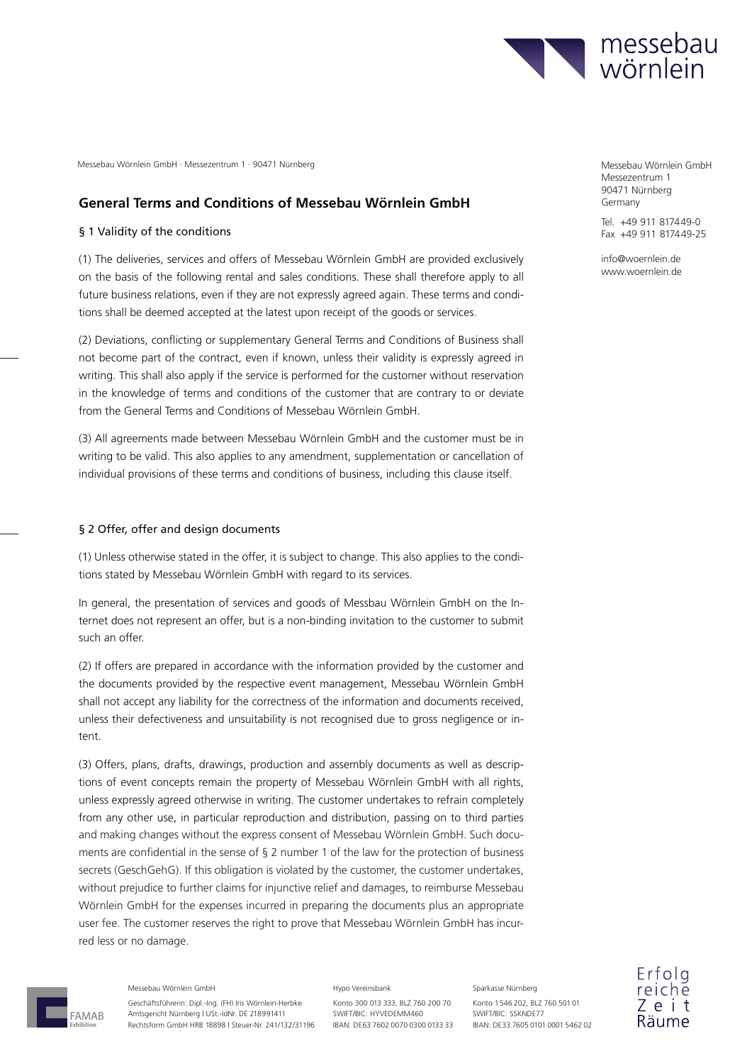Messebau Wörnlein GmbH · Messezentrum 1 · 90471 Nürnberg

# General Terms and Conditions of Messebau Wörnlein GmbH

## § 1 Validity of the conditions

(1) The deliveries, services and offers of Messebau Wörnlein GmbH are provided exclusively on the basis of the following rental and sales conditions. These shall therefore apply to all future business relations, even if they are not expressly agreed again. These terms and conditions shall be deemed accepted at the latest upon receipt of the goods or services.

(2) Deviations, conflicting or supplementary General Terms and Conditions of Business shall not become part of the contract, even if known, unless their validity is expressly agreed in writing. This shall also apply if the service is performed for the customer without reservation in the knowledge of terms and conditions of the customer that are contrary to or deviate from the General Terms and Conditions of Messebau Wörnlein GmbH.

(3) All agreements made between Messebau Wörnlein GmbH and the customer must be in writing to be valid. This also applies to any amendment, supplementation or cancellation of individual provisions of these terms and conditions of business, including this clause itself.

## § 2 Offer, offer and design documents

(1) Unless otherwise stated in the offer, it is subject to change. This also applies to the conditions stated by Messebau Wörnlein GmbH with regard to its services.

In general, the presentation of services and goods of Messbau Wörnlein GmbH on the Internet does not represent an offer, but is a non-binding invitation to the customer to submit such an offer.

(2) If offers are prepared in accordance with the information provided by the customer and the documents provided by the respective event management, Messebau Wörnlein GmbH shall not accept any liability for the correctness of the information and documents received, unless their defectiveness and unsuitability is not recognised due to gross negligence or intent.

(3) Offers, plans, drafts, drawings, production and assembly documents as well as descriptions of event concepts remain the property of Messebau Wörnlein GmbH with all rights, unless expressly agreed otherwise in writing. The customer undertakes to refrain completely from any other use, in particular reproduction and distribution, passing on to third parties and making changes without the express consent of Messebau Wörnlein GmbH. Such documents are confidential in the sense of § 2 number 1 of the law for the protection of business secrets (GeschGehG). If this obligation is violated by the customer, the customer undertakes, without prejudice to further claims for injunctive relief and damages, to reimburse Messebau Wörnlein GmbH for the expenses incurred in preparing the documents plus an appropriate user fee. The customer reserves the right to prove that Messebau Wörnlein GmbH has incurred less or no damage.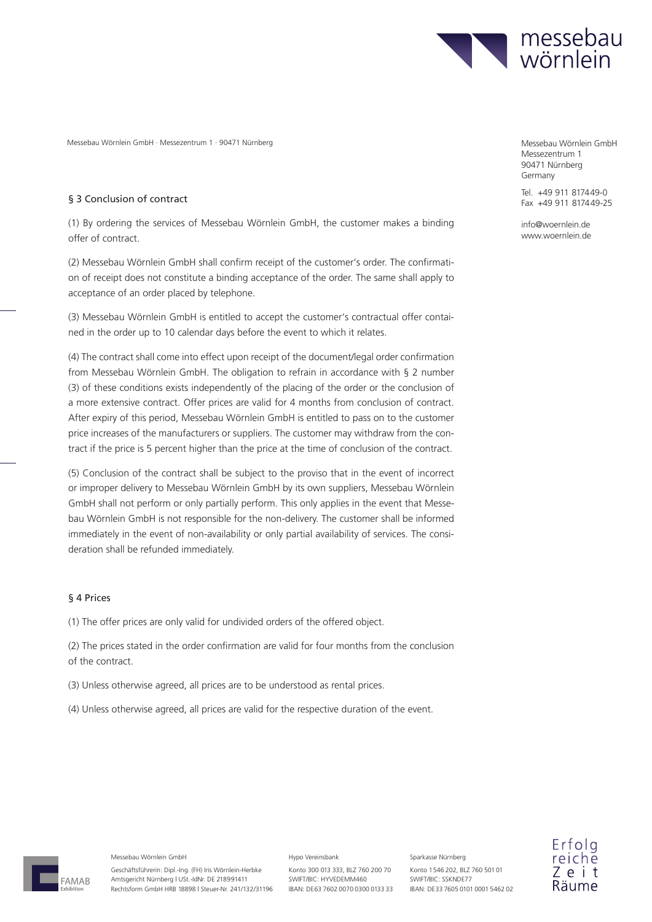## § 3 Conclusion of contract

(1) By ordering the services of Messebau Wörnlein GmbH, the customer makes a binding offer of contract.

(2) Messebau Wörnlein GmbH shall confirm receipt of the customer's order. The confirmation of receipt does not constitute a binding acceptance of the order. The same shall apply to acceptance of an order placed by telephone.

(3) Messebau Wörnlein GmbH is entitled to accept the customer's contractual offer contained in the order up to 10 calendar days before the event to which it relates.

(4) The contract shall come into effect upon receipt of the document/legal order confirmation from Messebau Wörnlein GmbH. The obligation to refrain in accordance with § 2 number (3) of these conditions exists independently of the placing of the order or the conclusion of a more extensive contract. Offer prices are valid for 4 months from conclusion of contract. After expiry of this period, Messebau Wörnlein GmbH is entitled to pass on to the customer price increases of the manufacturers or suppliers. The customer may withdraw from the contract if the price is 5 percent higher than the price at the time of conclusion of the contract.

(5) Conclusion of the contract shall be subject to the proviso that in the event of incorrect or improper delivery to Messebau Wörnlein GmbH by its own suppliers, Messebau Wörnlein GmbH shall not perform or only partially perform. This only applies in the event that Messebau Wörnlein GmbH is not responsible for the non-delivery. The customer shall be informed immediately in the event of non-availability or only partial availability of services. The consideration shall be refunded immediately.

## § 4 Prices

(1) The offer prices are only valid for undivided orders of the offered object.

(2) The prices stated in the order confirmation are valid for four months from the conclusion of the contract.

(3) Unless otherwise agreed, all prices are to be understood as rental prices.

(4) Unless otherwise agreed, all prices are valid for the respective duration of the event.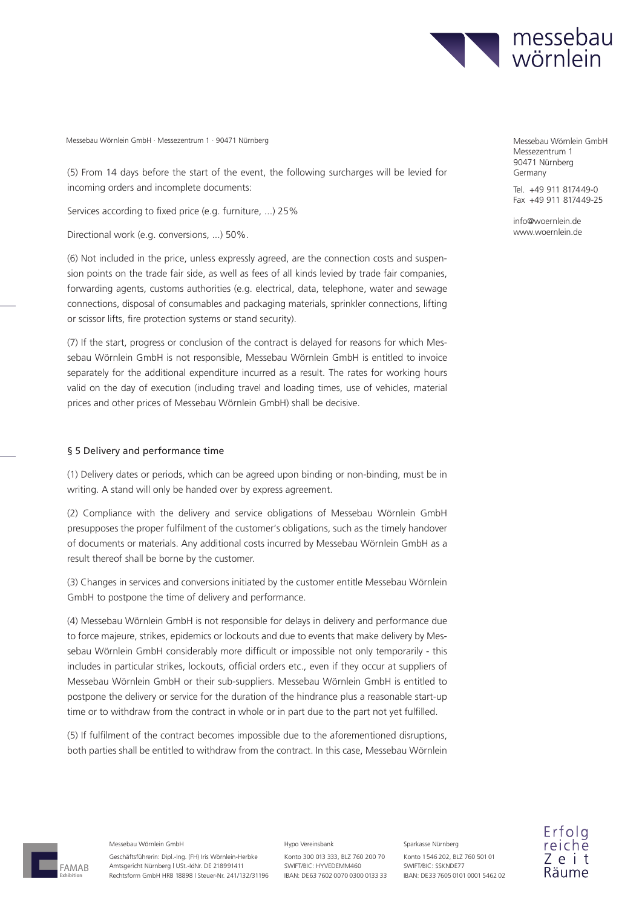(5) From 14 days before the start of the event, the following surcharges will be levied for incoming orders and incomplete documents:

Services according to fixed price (e.g. furniture, ...) 25%

Directional work (e.g. conversions, ...) 50%.

(6) Not included in the price, unless expressly agreed, are the connection costs and suspension points on the trade fair side, as well as fees of all kinds levied by trade fair companies, forwarding agents, customs authorities (e.g. electrical, data, telephone, water and sewage connections, disposal of consumables and packaging materials, sprinkler connections, lifting or scissor lifts, fire protection systems or stand security).

(7) If the start, progress or conclusion of the contract is delayed for reasons for which Messebau Wörnlein GmbH is not responsible, Messebau Wörnlein GmbH is entitled to invoice separately for the additional expenditure incurred as a result. The rates for working hours valid on the day of execution (including travel and loading times, use of vehicles, material prices and other prices of Messebau Wörnlein GmbH) shall be decisive.

## § 5 Delivery and performance time

(1) Delivery dates or periods, which can be agreed upon binding or non-binding, must be in writing. A stand will only be handed over by express agreement.

(2) Compliance with the delivery and service obligations of Messebau Wörnlein GmbH presupposes the proper fulfilment of the customer's obligations, such as the timely handover of documents or materials. Any additional costs incurred by Messebau Wörnlein GmbH as a result thereof shall be borne by the customer.

(3) Changes in services and conversions initiated by the customer entitle Messebau Wörnlein GmbH to postpone the time of delivery and performance.

(4) Messebau Wörnlein GmbH is not responsible for delays in delivery and performance due to force majeure, strikes, epidemics or lockouts and due to events that make delivery by Messebau Wörnlein GmbH considerably more difficult or impossible not only temporarily - this includes in particular strikes, lockouts, official orders etc., even if they occur at suppliers of Messebau Wörnlein GmbH or their sub-suppliers. Messebau Wörnlein GmbH is entitled to postpone the delivery or service for the duration of the hindrance plus a reasonable start-up time or to withdraw from the contract in whole or in part due to the part not yet fulfilled.

(5) If fulfilment of the contract becomes impossible due to the aforementioned disruptions, both parties shall be entitled to withdraw from the contract. In this case, Messebau Wörnlein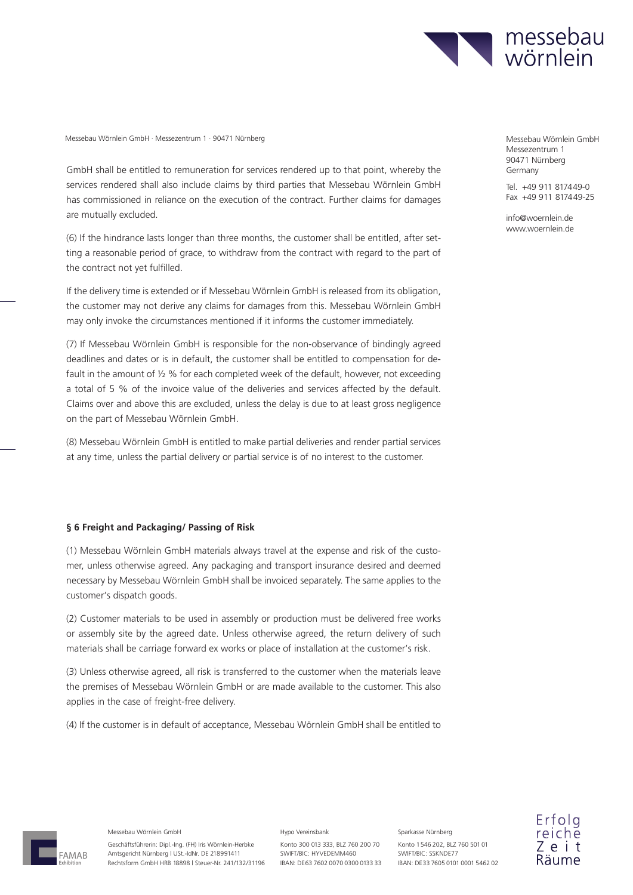GmbH shall be entitled to remuneration for services rendered up to that point, whereby the services rendered shall also include claims by third parties that Messebau Wörnlein GmbH has commissioned in reliance on the execution of the contract. Further claims for damages are mutually excluded.

(6) If the hindrance lasts longer than three months, the customer shall be entitled, after setting a reasonable period of grace, to withdraw from the contract with regard to the part of the contract not yet fulfilled.

If the delivery time is extended or if Messebau Wörnlein GmbH is released from its obligation, the customer may not derive any claims for damages from this. Messebau Wörnlein GmbH may only invoke the circumstances mentioned if it informs the customer immediately.

(7) If Messebau Wörnlein GmbH is responsible for the non-observance of bindingly agreed deadlines and dates or is in default, the customer shall be entitled to compensation for default in the amount of ½ % for each completed week of the default, however, not exceeding a total of 5 % of the invoice value of the deliveries and services affected by the default. Claims over and above this are excluded, unless the delay is due to at least gross negligence on the part of Messebau Wörnlein GmbH.

(8) Messebau Wörnlein GmbH is entitled to make partial deliveries and render partial services at any time, unless the partial delivery or partial service is of no interest to the customer.

**§ 6 Freight and Packaging/ Passing of Risk**

(1) Messebau Wörnlein GmbH materials always travel at the expense and risk of the customer, unless otherwise agreed. Any packaging and transport insurance desired and deemed necessary by Messebau Wörnlein GmbH shall be invoiced separately. The same applies to the customer's dispatch goods.

(2) Customer materials to be used in assembly or production must be delivered free works or assembly site by the agreed date. Unless otherwise agreed, the return delivery of such materials shall be carriage forward ex works or place of installation at the customer's risk.

(3) Unless otherwise agreed, all risk is transferred to the customer when the materials leave the premises of Messebau Wörnlein GmbH or are made available to the customer. This also applies in the case of freight-free delivery.

(4) If the customer is in default of acceptance, Messebau Wörnlein GmbH shall be entitled to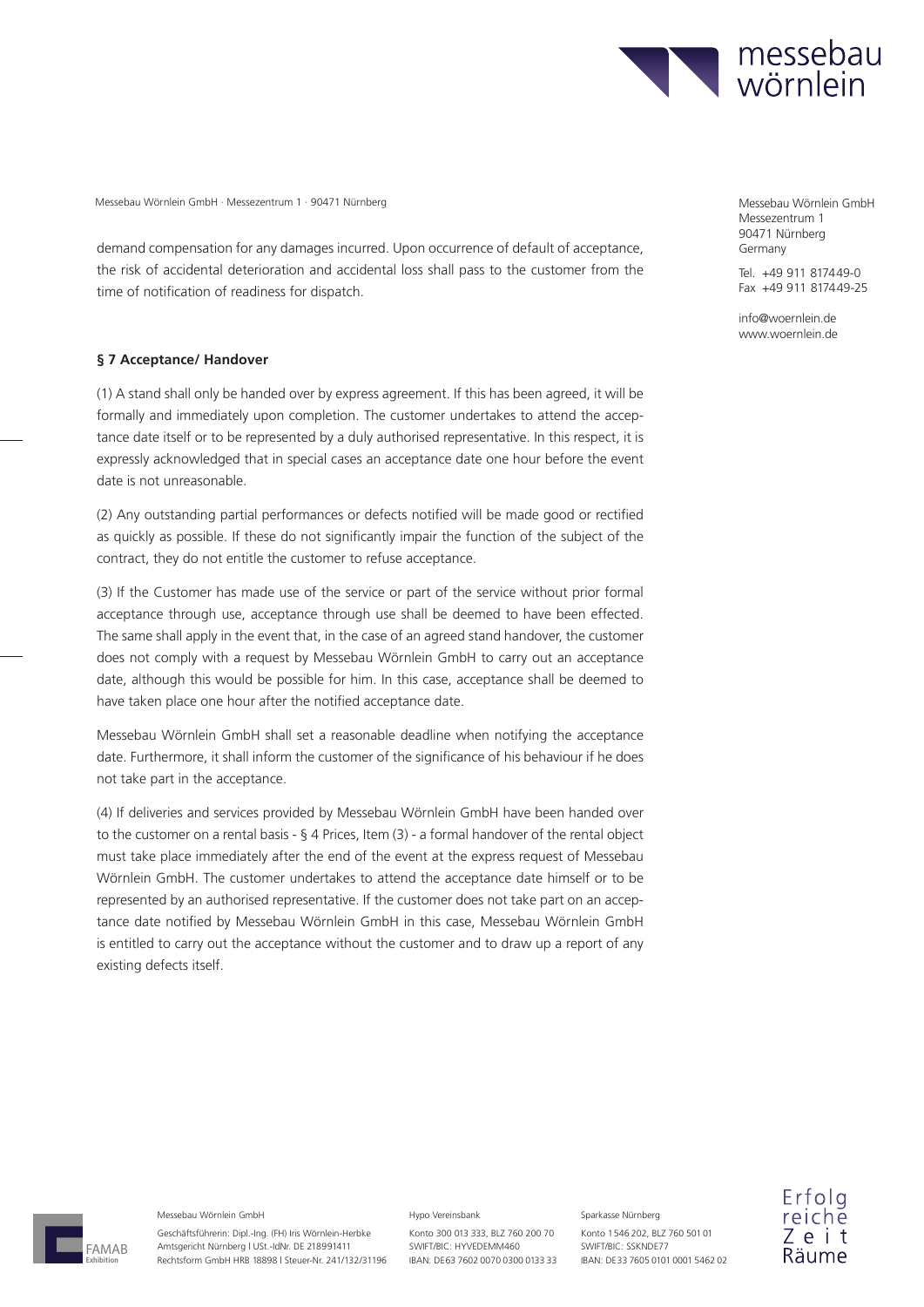demand compensation for any damages incurred. Upon occurrence of default of acceptance, the risk of accidental deterioration and accidental loss shall pass to the customer from the time of notification of readiness for dispatch.

**§ 7 Acceptance/ Handover**

(1) A stand shall only be handed over by express agreement. If this has been agreed, it will be formally and immediately upon completion. The customer undertakes to attend the acceptance date itself or to be represented by a duly authorised representative. In this respect, it is expressly acknowledged that in special cases an acceptance date one hour before the event date is not unreasonable.

(2) Any outstanding partial performances or defects notified will be made good or rectified as quickly as possible. If these do not significantly impair the function of the subject of the contract, they do not entitle the customer to refuse acceptance.

(3) If the Customer has made use of the service or part of the service without prior formal acceptance through use, acceptance through use shall be deemed to have been effected. The same shall apply in the event that, in the case of an agreed stand handover, the customer does not comply with a request by Messebau Wörnlein GmbH to carry out an acceptance date, although this would be possible for him. In this case, acceptance shall be deemed to have taken place one hour after the notified acceptance date.

Messebau Wörnlein GmbH shall set a reasonable deadline when notifying the acceptance date. Furthermore, it shall inform the customer of the significance of his behaviour if he does not take part in the acceptance.

(4) If deliveries and services provided by Messebau Wörnlein GmbH have been handed over to the customer on a rental basis - § 4 Prices, Item (3) - a formal handover of the rental object must take place immediately after the end of the event at the express request of Messebau Wörnlein GmbH. The customer undertakes to attend the acceptance date himself or to be represented by an authorised representative. If the customer does not take part on an acceptance date notified by Messebau Wörnlein GmbH in this case, Messebau Wörnlein GmbH is entitled to carry out the acceptance without the customer and to draw up a report of any existing defects itself.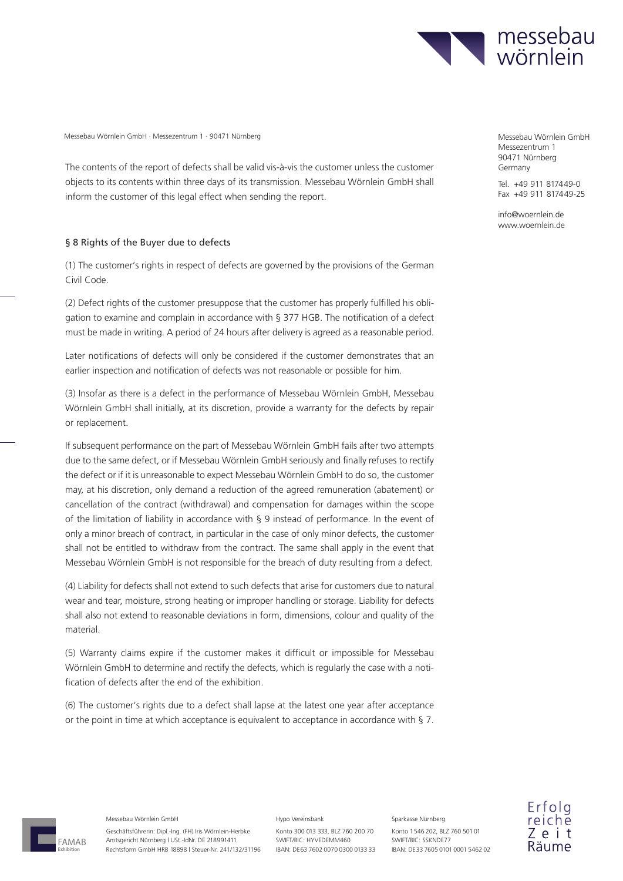The contents of the report of defects shall be valid vis-à-vis the customer unless the customer objects to its contents within three days of its transmission. Messebau Wörnlein GmbH shall inform the customer of this legal effect when sending the report.

## § 8 Rights of the Buyer due to defects

(1) The customer's rights in respect of defects are governed by the provisions of the German Civil Code.

(2) Defect rights of the customer presuppose that the customer has properly fulfilled his obligation to examine and complain in accordance with § 377 HGB. The notification of a defect must be made in writing. A period of 24 hours after delivery is agreed as a reasonable period.

Later notifications of defects will only be considered if the customer demonstrates that an earlier inspection and notification of defects was not reasonable or possible for him.

(3) Insofar as there is a defect in the performance of Messebau Wörnlein GmbH, Messebau Wörnlein GmbH shall initially, at its discretion, provide a warranty for the defects by repair or replacement.

If subsequent performance on the part of Messebau Wörnlein GmbH fails after two attempts due to the same defect, or if Messebau Wörnlein GmbH seriously and finally refuses to rectify the defect or if it is unreasonable to expect Messebau Wörnlein GmbH to do so, the customer may, at his discretion, only demand a reduction of the agreed remuneration (abatement) or cancellation of the contract (withdrawal) and compensation for damages within the scope of the limitation of liability in accordance with § 9 instead of performance. In the event of only a minor breach of contract, in particular in the case of only minor defects, the customer shall not be entitled to withdraw from the contract. The same shall apply in the event that Messebau Wörnlein GmbH is not responsible for the breach of duty resulting from a defect.

(4) Liability for defects shall not extend to such defects that arise for customers due to natural wear and tear, moisture, strong heating or improper handling or storage. Liability for defects shall also not extend to reasonable deviations in form, dimensions, colour and quality of the material.

(5) Warranty claims expire if the customer makes it difficult or impossible for Messebau Wörnlein GmbH to determine and rectify the defects, which is regularly the case with a notification of defects after the end of the exhibition.

(6) The customer's rights due to a defect shall lapse at the latest one year after acceptance or the point in time at which acceptance is equivalent to acceptance in accordance with § 7.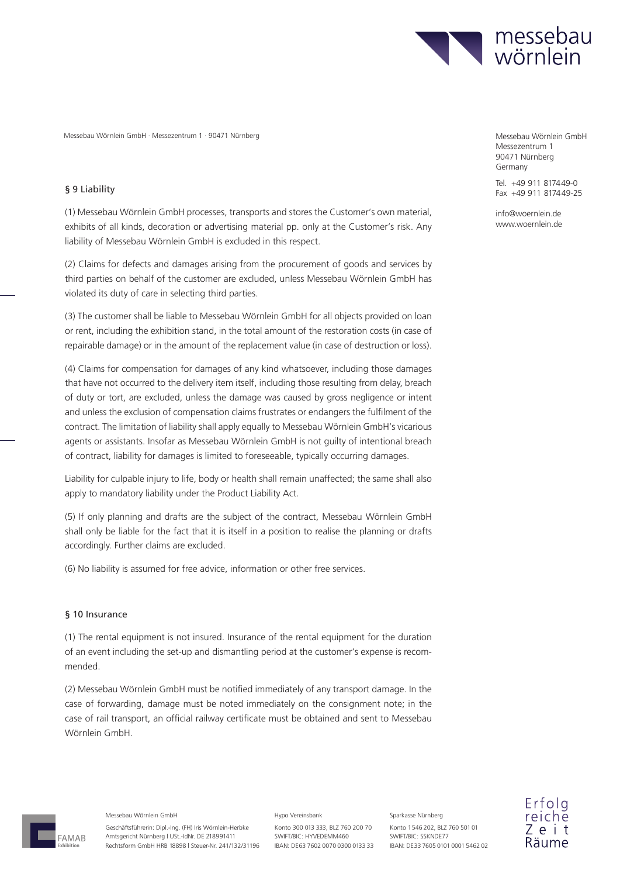## § 9 Liability

(1) Messebau Wörnlein GmbH processes, transports and stores the Customer's own material, exhibits of all kinds, decoration or advertising material pp. only at the Customer's risk. Any liability of Messebau Wörnlein GmbH is excluded in this respect.

(2) Claims for defects and damages arising from the procurement of goods and services by third parties on behalf of the customer are excluded, unless Messebau Wörnlein GmbH has violated its duty of care in selecting third parties.

(3) The customer shall be liable to Messebau Wörnlein GmbH for all objects provided on loan or rent, including the exhibition stand, in the total amount of the restoration costs (in case of repairable damage) or in the amount of the replacement value (in case of destruction or loss).

(4) Claims for compensation for damages of any kind whatsoever, including those damages that have not occurred to the delivery item itself, including those resulting from delay, breach of duty or tort, are excluded, unless the damage was caused by gross negligence or intent and unless the exclusion of compensation claims frustrates or endangers the fulfilment of the contract. The limitation of liability shall apply equally to Messebau Wörnlein GmbH's vicarious agents or assistants. Insofar as Messebau Wörnlein GmbH is not guilty of intentional breach of contract, liability for damages is limited to foreseeable, typically occurring damages.

Liability for culpable injury to life, body or health shall remain unaffected; the same shall also apply to mandatory liability under the Product Liability Act.

(5) If only planning and drafts are the subject of the contract, Messebau Wörnlein GmbH shall only be liable for the fact that it is itself in a position to realise the planning or drafts accordingly. Further claims are excluded.

(6) No liability is assumed for free advice, information or other free services.

## § 10 Insurance

(1) The rental equipment is not insured. Insurance of the rental equipment for the duration of an event including the set-up and dismantling period at the customer's expense is recommended.

(2) Messebau Wörnlein GmbH must be notified immediately of any transport damage. In the case of forwarding, damage must be noted immediately on the consignment note; in the case of rail transport, an official railway certificate must be obtained and sent to Messebau Wörnlein GmbH.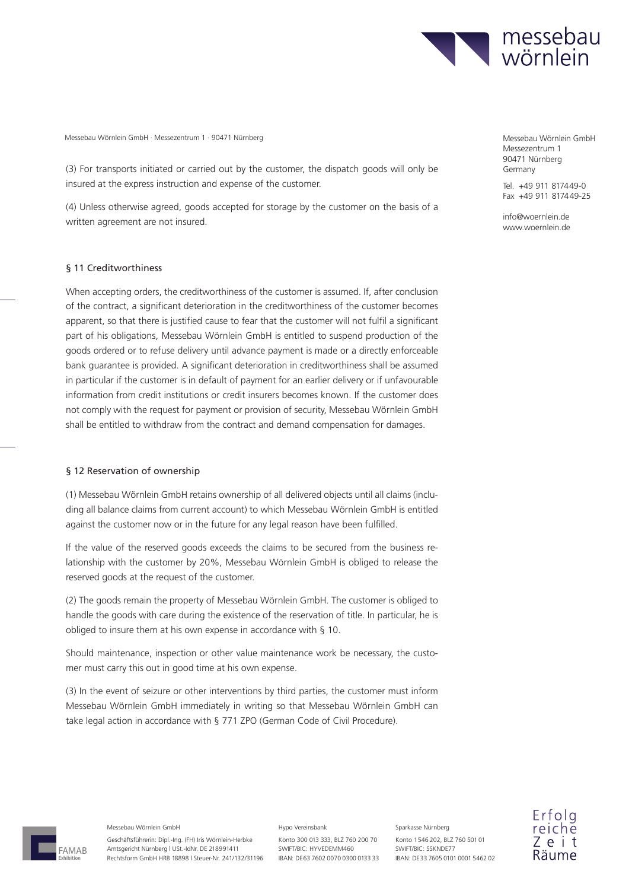(3) For transports initiated or carried out by the customer, the dispatch goods will only be insured at the express instruction and expense of the customer.

(4) Unless otherwise agreed, goods accepted for storage by the customer on the basis of a written agreement are not insured.

## § 11 Creditworthiness

When accepting orders, the creditworthiness of the customer is assumed. If, after conclusion of the contract, a significant deterioration in the creditworthiness of the customer becomes apparent, so that there is justified cause to fear that the customer will not fulfil a significant part of his obligations, Messebau Wörnlein GmbH is entitled to suspend production of the goods ordered or to refuse delivery until advance payment is made or a directly enforceable bank guarantee is provided. A significant deterioration in creditworthiness shall be assumed in particular if the customer is in default of payment for an earlier delivery or if unfavourable information from credit institutions or credit insurers becomes known. If the customer does not comply with the request for payment or provision of security, Messebau Wörnlein GmbH shall be entitled to withdraw from the contract and demand compensation for damages.

## § 12 Reservation of ownership

(1) Messebau Wörnlein GmbH retains ownership of all delivered objects until all claims (including all balance claims from current account) to which Messebau Wörnlein GmbH is entitled against the customer now or in the future for any legal reason have been fulfilled.

If the value of the reserved goods exceeds the claims to be secured from the business relationship with the customer by 20%, Messebau Wörnlein GmbH is obliged to release the reserved goods at the request of the customer.

(2) The goods remain the property of Messebau Wörnlein GmbH. The customer is obliged to handle the goods with care during the existence of the reservation of title. In particular, he is obliged to insure them at his own expense in accordance with § 10.

Should maintenance, inspection or other value maintenance work be necessary, the customer must carry this out in good time at his own expense.

(3) In the event of seizure or other interventions by third parties, the customer must inform Messebau Wörnlein GmbH immediately in writing so that Messebau Wörnlein GmbH can take legal action in accordance with § 771 ZPO (German Code of Civil Procedure).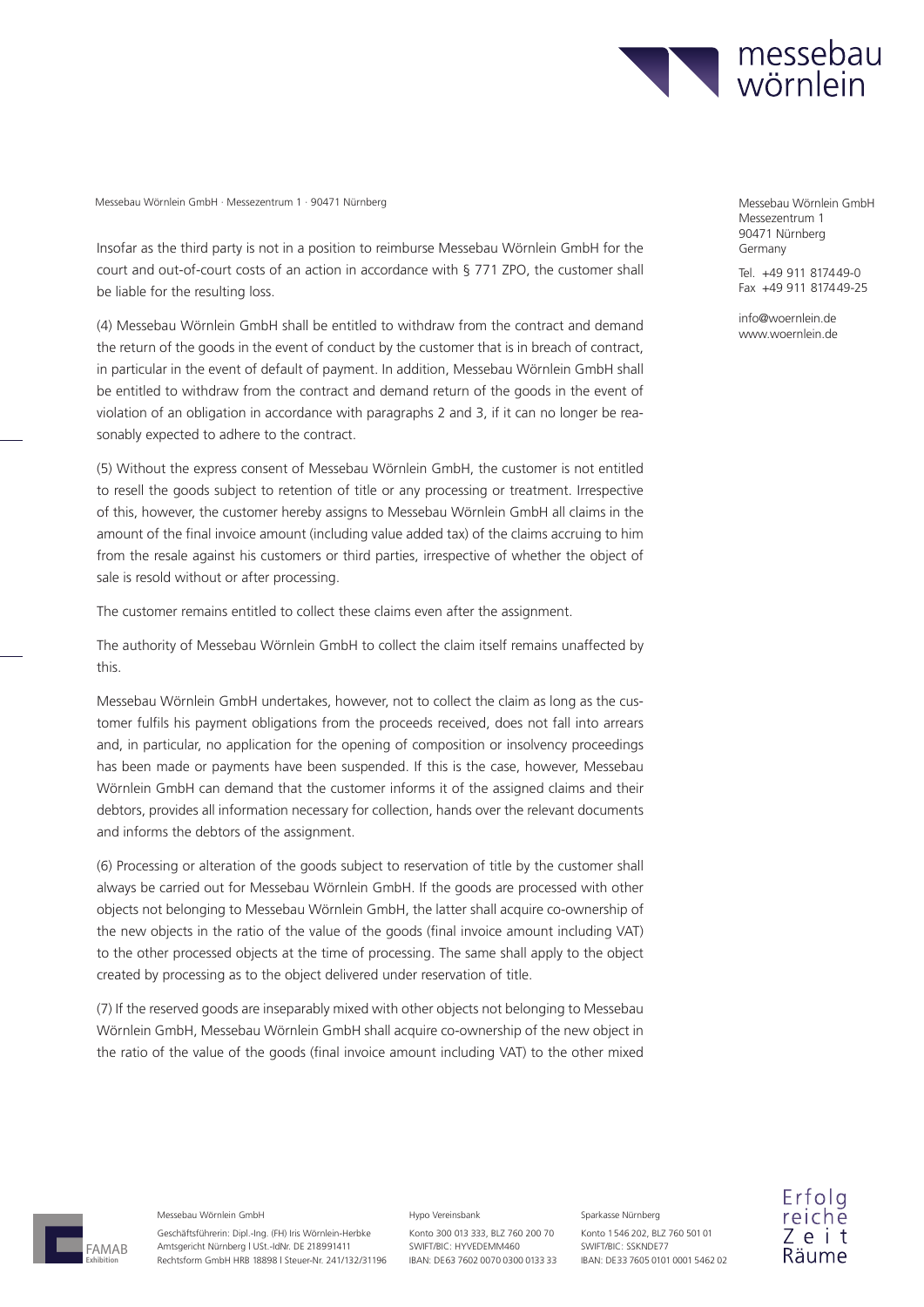Insofar as the third party is not in a position to reimburse Messebau Wörnlein GmbH for the court and out-of-court costs of an action in accordance with § 771 ZPO, the customer shall be liable for the resulting loss.

(4) Messebau Wörnlein GmbH shall be entitled to withdraw from the contract and demand the return of the goods in the event of conduct by the customer that is in breach of contract, in particular in the event of default of payment. In addition, Messebau Wörnlein GmbH shall be entitled to withdraw from the contract and demand return of the goods in the event of violation of an obligation in accordance with paragraphs 2 and 3, if it can no longer be reasonably expected to adhere to the contract.

(5) Without the express consent of Messebau Wörnlein GmbH, the customer is not entitled to resell the goods subject to retention of title or any processing or treatment. Irrespective of this, however, the customer hereby assigns to Messebau Wörnlein GmbH all claims in the amount of the final invoice amount (including value added tax) of the claims accruing to him from the resale against his customers or third parties, irrespective of whether the object of sale is resold without or after processing.

The customer remains entitled to collect these claims even after the assignment.

The authority of Messebau Wörnlein GmbH to collect the claim itself remains unaffected by this.

Messebau Wörnlein GmbH undertakes, however, not to collect the claim as long as the customer fulfils his payment obligations from the proceeds received, does not fall into arrears and, in particular, no application for the opening of composition or insolvency proceedings has been made or payments have been suspended. If this is the case, however, Messebau Wörnlein GmbH can demand that the customer informs it of the assigned claims and their debtors, provides all information necessary for collection, hands over the relevant documents and informs the debtors of the assignment.

(6) Processing or alteration of the goods subject to reservation of title by the customer shall always be carried out for Messebau Wörnlein GmbH. If the goods are processed with other objects not belonging to Messebau Wörnlein GmbH, the latter shall acquire co-ownership of the new objects in the ratio of the value of the goods (final invoice amount including VAT) to the other processed objects at the time of processing. The same shall apply to the object created by processing as to the object delivered under reservation of title.

(7) If the reserved goods are inseparably mixed with other objects not belonging to Messebau Wörnlein GmbH, Messebau Wörnlein GmbH shall acquire co-ownership of the new object in the ratio of the value of the goods (final invoice amount including VAT) to the other mixed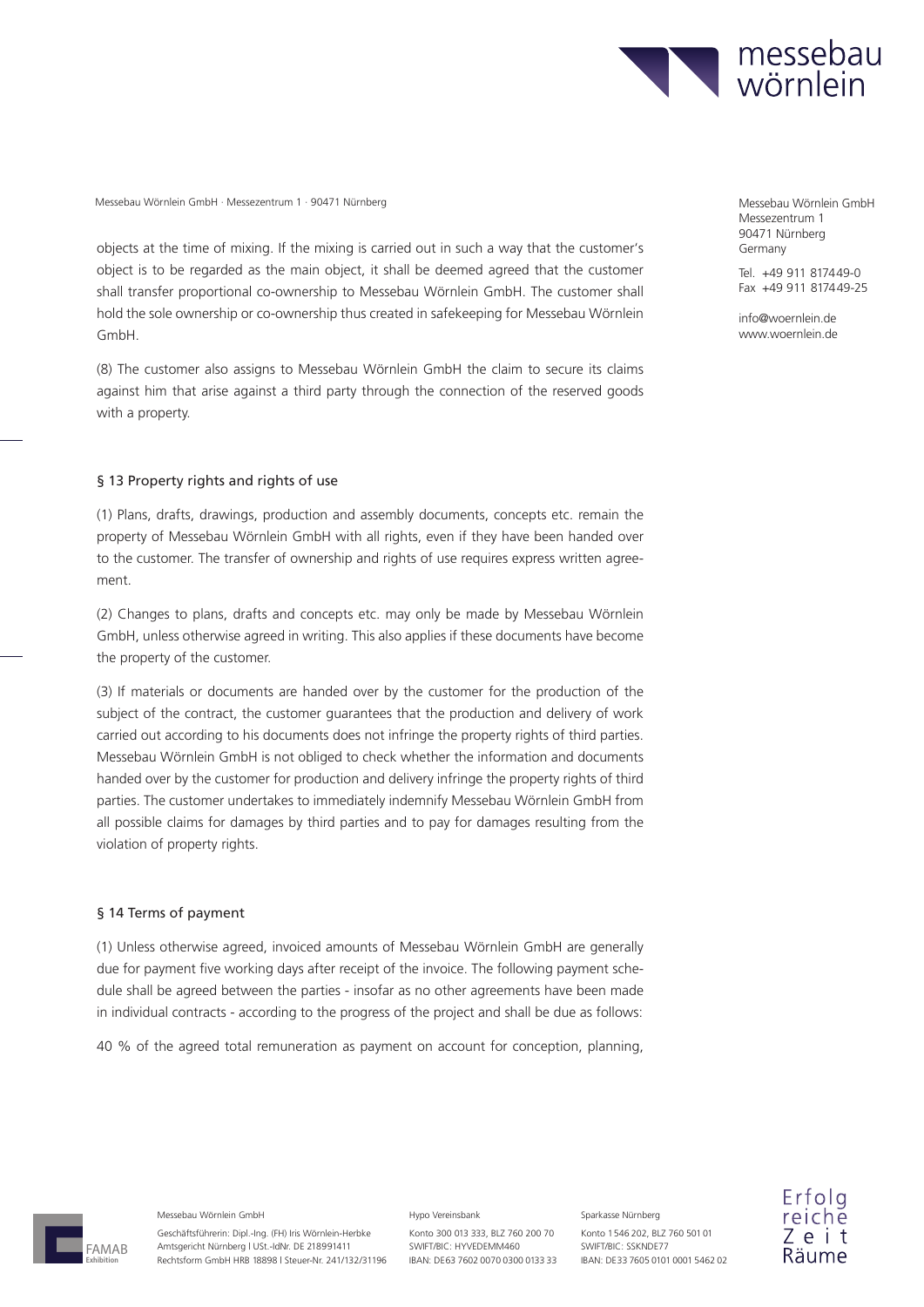objects at the time of mixing. If the mixing is carried out in such a way that the customer's object is to be regarded as the main object, it shall be deemed agreed that the customer shall transfer proportional co-ownership to Messebau Wörnlein GmbH. The customer shall hold the sole ownership or co-ownership thus created in safekeeping for Messebau Wörnlein GmbH.

(8) The customer also assigns to Messebau Wörnlein GmbH the claim to secure its claims against him that arise against a third party through the connection of the reserved goods with a property.

## § 13 Property rights and rights of use

(1) Plans, drafts, drawings, production and assembly documents, concepts etc. remain the property of Messebau Wörnlein GmbH with all rights, even if they have been handed over to the customer. The transfer of ownership and rights of use requires express written agreement.

(2) Changes to plans, drafts and concepts etc. may only be made by Messebau Wörnlein GmbH, unless otherwise agreed in writing. This also applies if these documents have become the property of the customer.

(3) If materials or documents are handed over by the customer for the production of the subject of the contract, the customer guarantees that the production and delivery of work carried out according to his documents does not infringe the property rights of third parties. Messebau Wörnlein GmbH is not obliged to check whether the information and documents handed over by the customer for production and delivery infringe the property rights of third parties. The customer undertakes to immediately indemnify Messebau Wörnlein GmbH from all possible claims for damages by third parties and to pay for damages resulting from the violation of property rights.

## § 14 Terms of payment

(1) Unless otherwise agreed, invoiced amounts of Messebau Wörnlein GmbH are generally due for payment five working days after receipt of the invoice. The following payment schedule shall be agreed between the parties - insofar as no other agreements have been made in individual contracts - according to the progress of the project and shall be due as follows:

40 % of the agreed total remuneration as payment on account for conception, planning,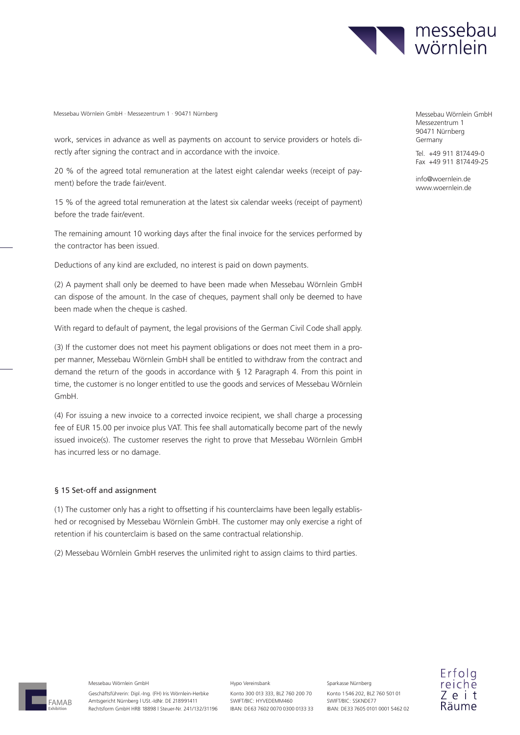work, services in advance as well as payments on account to service providers or hotels directly after signing the contract and in accordance with the invoice.

20 % of the agreed total remuneration at the latest eight calendar weeks (receipt of payment) before the trade fair/event.

15 % of the agreed total remuneration at the latest six calendar weeks (receipt of payment) before the trade fair/event.

The remaining amount 10 working days after the final invoice for the services performed by the contractor has been issued.

Deductions of any kind are excluded, no interest is paid on down payments.

(2) A payment shall only be deemed to have been made when Messebau Wörnlein GmbH can dispose of the amount. In the case of cheques, payment shall only be deemed to have been made when the cheque is cashed.

With regard to default of payment, the legal provisions of the German Civil Code shall apply.

(3) If the customer does not meet his payment obligations or does not meet them in a proper manner, Messebau Wörnlein GmbH shall be entitled to withdraw from the contract and demand the return of the goods in accordance with § 12 Paragraph 4. From this point in time, the customer is no longer entitled to use the goods and services of Messebau Wörnlein GmbH.

(4) For issuing a new invoice to a corrected invoice recipient, we shall charge a processing fee of EUR 15.00 per invoice plus VAT. This fee shall automatically become part of the newly issued invoice(s). The customer reserves the right to prove that Messebau Wörnlein GmbH has incurred less or no damage.

## § 15 Set-off and assignment

(1) The customer only has a right to offsetting if his counterclaims have been legally established or recognised by Messebau Wörnlein GmbH. The customer may only exercise a right of retention if his counterclaim is based on the same contractual relationship.

(2) Messebau Wörnlein GmbH reserves the unlimited right to assign claims to third parties.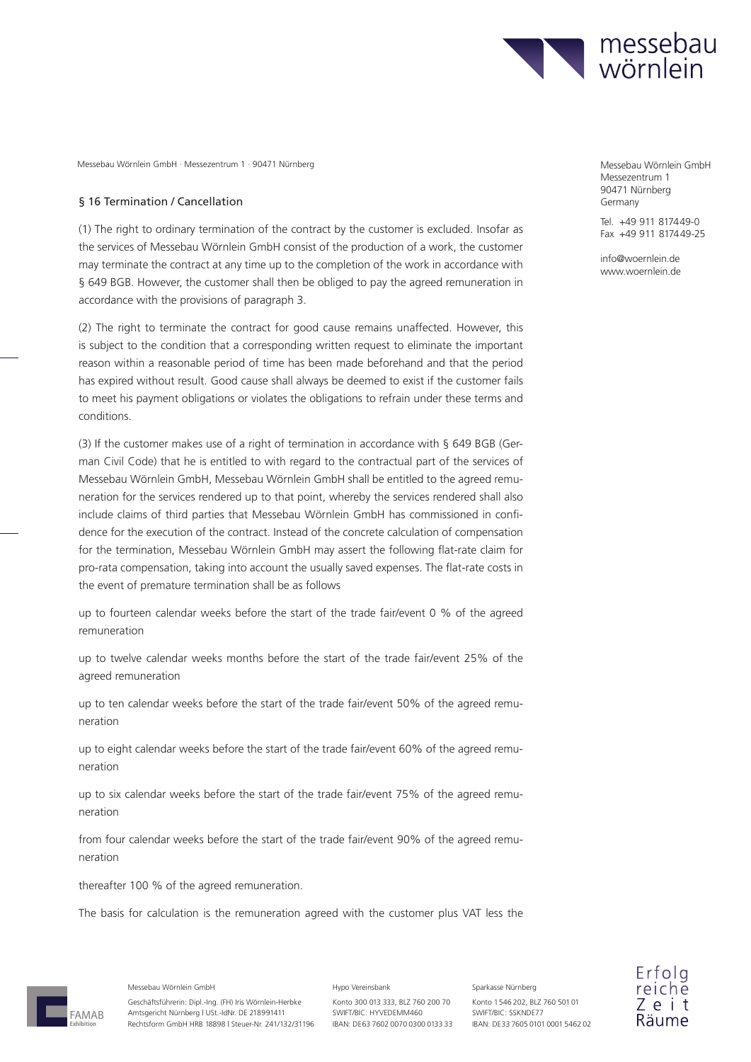## § 16 Termination / Cancellation

(1) The right to ordinary termination of the contract by the customer is excluded. Insofar as the services of Messebau Wörnlein GmbH consist of the production of a work, the customer may terminate the contract at any time up to the completion of the work in accordance with § 649 BGB. However, the customer shall then be obliged to pay the agreed remuneration in accordance with the provisions of paragraph 3.

(2) The right to terminate the contract for good cause remains unaffected. However, this is subject to the condition that a corresponding written request to eliminate the important reason within a reasonable period of time has been made beforehand and that the period has expired without result. Good cause shall always be deemed to exist if the customer fails to meet his payment obligations or violates the obligations to refrain under these terms and conditions.

(3) If the customer makes use of a right of termination in accordance with § 649 BGB (German Civil Code) that he is entitled to with regard to the contractual part of the services of Messebau Wörnlein GmbH, Messebau Wörnlein GmbH shall be entitled to the agreed remuneration for the services rendered up to that point, whereby the services rendered shall also include claims of third parties that Messebau Wörnlein GmbH has commissioned in confidence for the execution of the contract. Instead of the concrete calculation of compensation for the termination, Messebau Wörnlein GmbH may assert the following flat-rate claim for pro-rata compensation, taking into account the usually saved expenses. The flat-rate costs in the event of premature termination shall be as follows

up to fourteen calendar weeks before the start of the trade fair/event 0 % of the agreed remuneration

up to twelve calendar weeks months before the start of the trade fair/event 25% of the agreed remuneration

up to ten calendar weeks before the start of the trade fair/event 50% of the agreed remuneration

up to eight calendar weeks before the start of the trade fair/event 60% of the agreed remuneration

up to six calendar weeks before the start of the trade fair/event 75% of the agreed remuneration

from four calendar weeks before the start of the trade fair/event 90% of the agreed remuneration

thereafter 100 % of the agreed remuneration.

The basis for calculation is the remuneration agreed with the customer plus VAT less the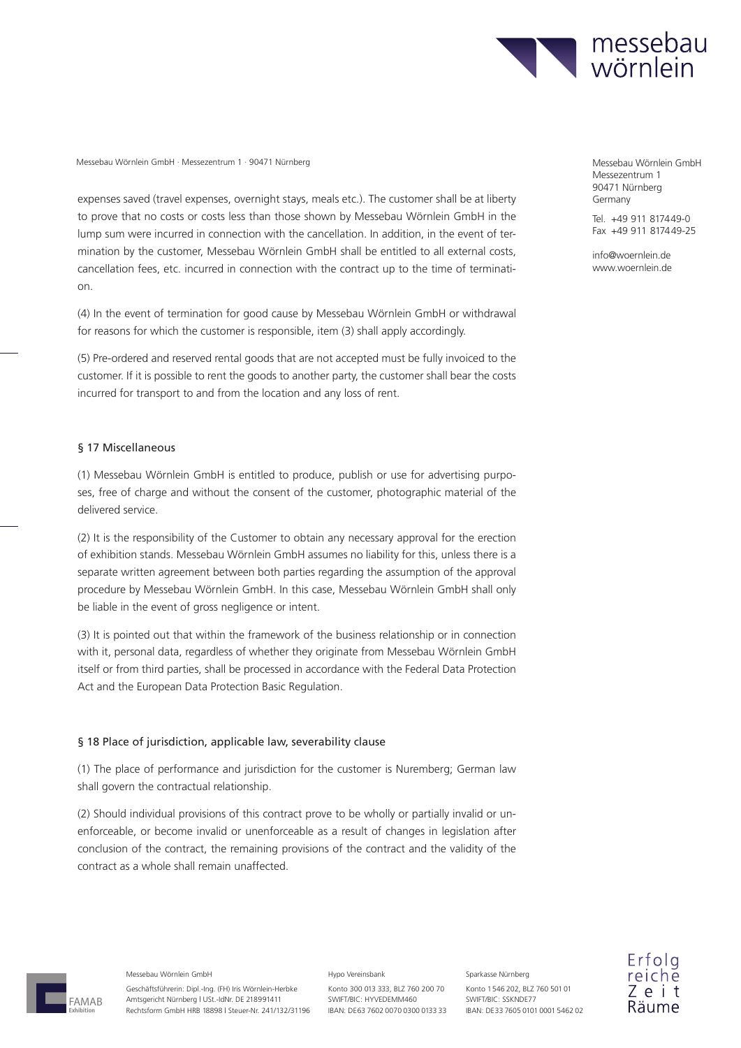expenses saved (travel expenses, overnight stays, meals etc.). The customer shall be at liberty to prove that no costs or costs less than those shown by Messebau Wörnlein GmbH in the lump sum were incurred in connection with the cancellation. In addition, in the event of termination by the customer, Messebau Wörnlein GmbH shall be entitled to all external costs, cancellation fees, etc. incurred in connection with the contract up to the time of termination.

(4) In the event of termination for good cause by Messebau Wörnlein GmbH or withdrawal for reasons for which the customer is responsible, item (3) shall apply accordingly.

(5) Pre-ordered and reserved rental goods that are not accepted must be fully invoiced to the customer. If it is possible to rent the goods to another party, the customer shall bear the costs incurred for transport to and from the location and any loss of rent.

## § 17 Miscellaneous

(1) Messebau Wörnlein GmbH is entitled to produce, publish or use for advertising purposes, free of charge and without the consent of the customer, photographic material of the delivered service.

(2) It is the responsibility of the Customer to obtain any necessary approval for the erection of exhibition stands. Messebau Wörnlein GmbH assumes no liability for this, unless there is a separate written agreement between both parties regarding the assumption of the approval procedure by Messebau Wörnlein GmbH. In this case, Messebau Wörnlein GmbH shall only be liable in the event of gross negligence or intent.

(3) It is pointed out that within the framework of the business relationship or in connection with it, personal data, regardless of whether they originate from Messebau Wörnlein GmbH itself or from third parties, shall be processed in accordance with the Federal Data Protection Act and the European Data Protection Basic Regulation.

## § 18 Place of jurisdiction, applicable law, severability clause

(1) The place of performance and jurisdiction for the customer is Nuremberg; German law shall govern the contractual relationship.

(2) Should individual provisions of this contract prove to be wholly or partially invalid or unenforceable, or become invalid or unenforceable as a result of changes in legislation after conclusion of the contract, the remaining provisions of the contract and the validity of the contract as a whole shall remain unaffected.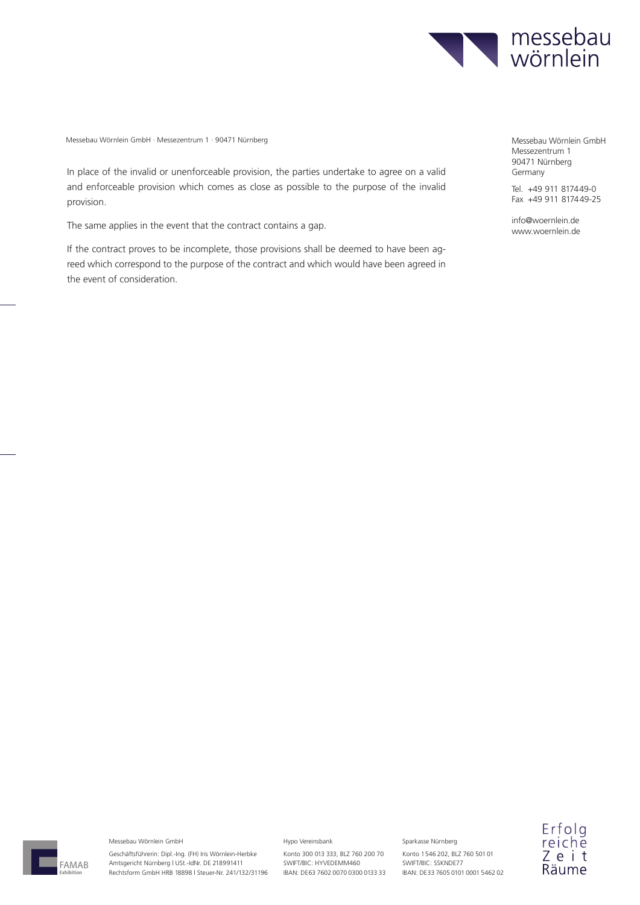In place of the invalid or unenforceable provision, the parties undertake to agree on a valid and enforceable provision which comes as close as possible to the purpose of the invalid provision.

The same applies in the event that the contract contains a gap.

If the contract proves to be incomplete, those provisions shall be deemed to have been agreed which correspond to the purpose of the contract and which would have been agreed in the event of consideration.